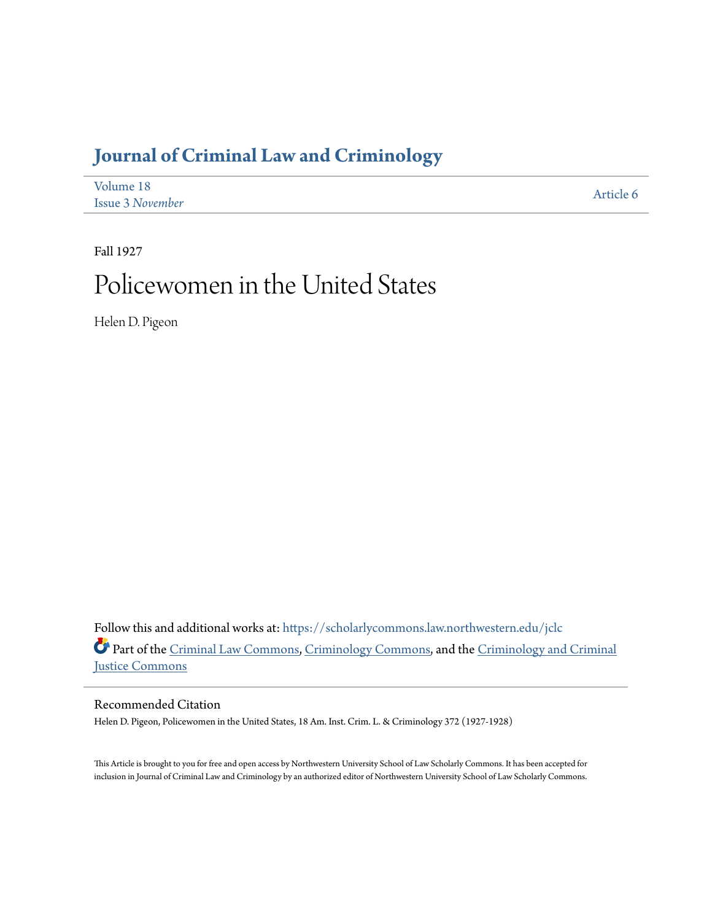# Journal of Criminal Law and Criminology

Volume 18
Issue 3 *November*

Article 6

Fall 1927

# Policewomen in the United States

Helen D. Pigeon

Follow this and additional works at: https://scholarlycommons.law.northwestern.edu/jclc

Part of the Criminal Law Commons, Criminology Commons, and the Criminology and Criminal Justice Commons

## Recommended Citation

Helen D. Pigeon, Policewomen in the United States, 18 Am. Inst. Crim. L. & Criminology 372 (1927-1928)

This Article is brought to you for free and open access by Northwestern University School of Law Scholarly Commons. It has been accepted for inclusion in Journal of Criminal Law and Criminology by an authorized editor of Northwestern University School of Law Scholarly Commons.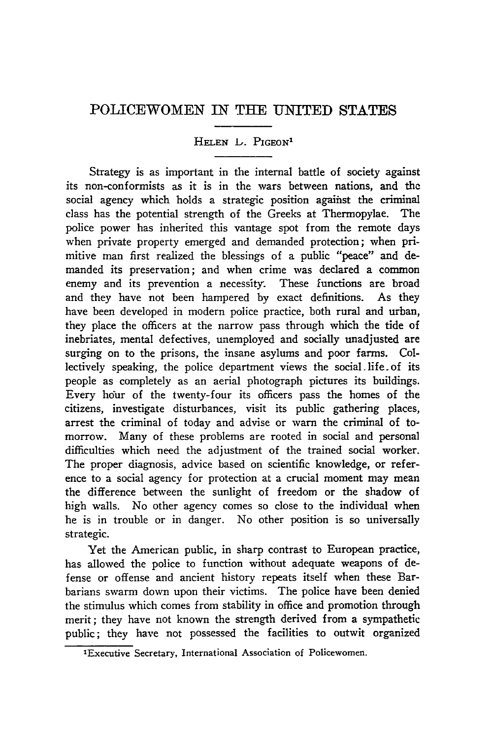# POLICEWOMEN IN THE UNITED STATES

HELEN L. PIGEON[1]

Strategy is as important in the internal battle of society against its non-conformists as it is in the wars between nations, and the social agency which holds a strategic position against the criminal class has the potential strength of the Greeks at Thermopylae. The police power has inherited this vantage spot from the remote days when private property emerged and demanded protection; when primitive man first realized the blessings of a public "peace" and demanded its preservation; and when crime was declared a common enemy and its prevention a necessity. These functions are broad and they have not been hampered by exact definitions. As they have been developed in modern police practice, both rural and urban, they place the officers at the narrow pass through which the tide of inebriates, mental defectives, unemployed and socially unadjusted are surging on to the prisons, the insane asylums and poor farms. Collectively speaking, the police department views the social life of its people as completely as an aerial photograph pictures its buildings. Every hour of the twenty-four its officers pass the homes of the citizens, investigate disturbances, visit its public gathering places, arrest the criminal of today and advise or warn the criminal of tomorrow. Many of these problems are rooted in social and personal difficulties which need the adjustment of the trained social worker. The proper diagnosis, advice based on scientific knowledge, or reference to a social agency for protection at a crucial moment may mean the difference between the sunlight of freedom or the shadow of high walls. No other agency comes so close to the individual when he is in trouble or in danger. No other position is so universally strategic.

Yet the American public, in sharp contrast to European practice, has allowed the police to function without adequate weapons of defense or offense and ancient history repeats itself when these Barbarians swarm down upon their victims. The police have been denied the stimulus which comes from stability in office and promotion through merit; they have not known the strength derived from a sympathetic public; they have not possessed the facilities to outwit organized

[1] Executive Secretary, International Association of Policewomen.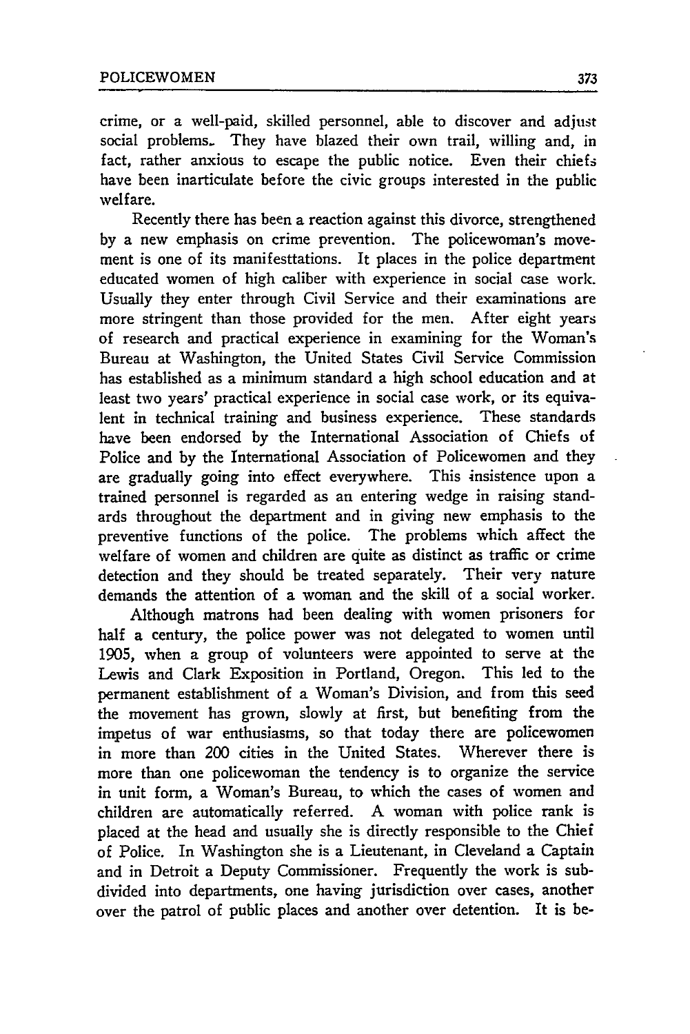crime, or a well-paid, skilled personnel, able to discover and adjust social problems. They have blazed their own trail, willing and, in fact, rather anxious to escape the public notice. Even their chiefs have been inarticulate before the civic groups interested in the public welfare.

Recently there has been a reaction against this divorce, strengthened by a new emphasis on crime prevention. The policewoman's movement is one of its manifesttations. It places in the police department educated women of high caliber with experience in social case work. Usually they enter through Civil Service and their examinations are more stringent than those provided for the men. After eight years of research and practical experience in examining for the Woman's Bureau at Washington, the United States Civil Service Commission has established as a minimum standard a high school education and at least two years' practical experience in social case work, or its equivalent in technical training and business experience. These standards have been endorsed by the International Association of Chiefs of Police and by the International Association of Policewomen and they are gradually going into effect everywhere. This insistence upon a trained personnel is regarded as an entering wedge in raising standards throughout the department and in giving new emphasis to the preventive functions of the police. The problems which affect the welfare of women and children are quite as distinct as traffic or crime detection and they should be treated separately. Their very nature demands the attention of a woman and the skill of a social worker.

Although matrons had been dealing with women prisoners for half a century, the police power was not delegated to women until 1905, when a group of volunteers were appointed to serve at the Lewis and Clark Exposition in Portland, Oregon. This led to the permanent establishment of a Woman's Division, and from this seed the movement has grown, slowly at first, but benefiting from the impetus of war enthusiasms, so that today there are policewomen in more than 200 cities in the United States. Wherever there is more than one policewoman the tendency is to organize the service in unit form, a Woman's Bureau, to which the cases of women and children are automatically referred. A woman with police rank is placed at the head and usually she is directly responsible to the Chief of Police. In Washington she is a Lieutenant, in Cleveland a Captain and in Detroit a Deputy Commissioner. Frequently the work is subdivided into departments, one having jurisdiction over cases, another over the patrol of public places and another over detention. It is be-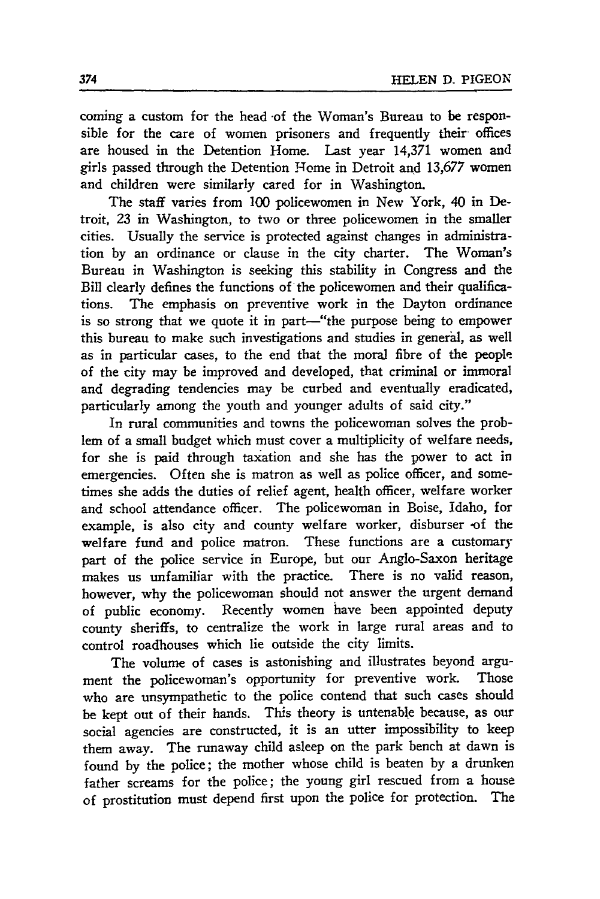coming a custom for the head of the Woman's Bureau to be responsible for the care of women prisoners and frequently their offices are housed in the Detention Home. Last year 14,371 women and girls passed through the Detention Home in Detroit and 13,677 women and children were similarly cared for in Washington.

The staff varies from 100 policewomen in New York, 40 in Detroit, 23 in Washington, to two or three policewomen in the smaller cities. Usually the service is protected against changes in administration by an ordinance or clause in the city charter. The Woman's Bureau in Washington is seeking this stability in Congress and the Bill clearly defines the functions of the policewomen and their qualifications. The emphasis on preventive work in the Dayton ordinance is so strong that we quote it in part—"the purpose being to empower this bureau to make such investigations and studies in general, as well as in particular cases, to the end that the moral fibre of the people of the city may be improved and developed, that criminal or immoral and degrading tendencies may be curbed and eventually eradicated, particularly among the youth and younger adults of said city."

In rural communities and towns the policewoman solves the problem of a small budget which must cover a multiplicity of welfare needs, for she is paid through taxation and she has the power to act in emergencies. Often she is matron as well as police officer, and sometimes she adds the duties of relief agent, health officer, welfare worker and school attendance officer. The policewoman in Boise, Idaho, for example, is also city and county welfare worker, disburser of the welfare fund and police matron. These functions are a customary part of the police service in Europe, but our Anglo-Saxon heritage makes us unfamiliar with the practice. There is no valid reason, however, why the policewoman should not answer the urgent demand of public economy. Recently women have been appointed deputy county sheriffs, to centralize the work in large rural areas and to control roadhouses which lie outside the city limits.

The volume of cases is astonishing and illustrates beyond argument the policewoman's opportunity for preventive work. Those who are unsympathetic to the police contend that such cases should be kept out of their hands. This theory is untenable because, as our social agencies are constructed, it is an utter impossibility to keep them away. The runaway child asleep on the park bench at dawn is found by the police; the mother whose child is beaten by a drunken father screams for the police; the young girl rescued from a house of prostitution must depend first upon the police for protection. The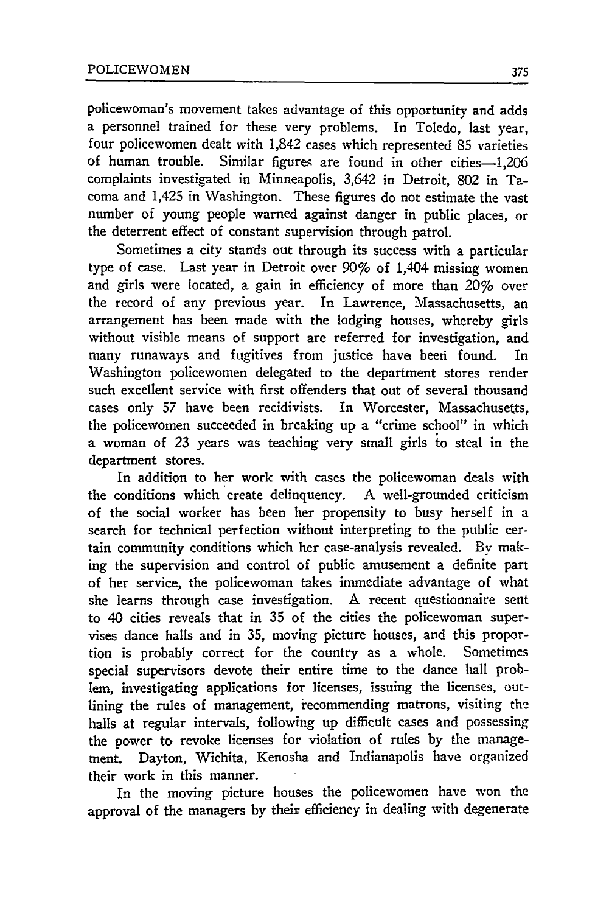policewoman's movement takes advantage of this opportunity and adds a personnel trained for these very problems. In Toledo, last year, four policewomen dealt with 1,842 cases which represented 85 varieties of human trouble. Similar figures are found in other cities—1,206 complaints investigated in Minneapolis, 3,642 in Detroit, 802 in Tacoma and 1,425 in Washington. These figures do not estimate the vast number of young people warned against danger in public places, or the deterrent effect of constant supervision through patrol.

Sometimes a city stands out through its success with a particular type of case. Last year in Detroit over 90% of 1,404 missing women and girls were located, a gain in efficiency of more than 20% over the record of any previous year. In Lawrence, Massachusetts, an arrangement has been made with the lodging houses, whereby girls without visible means of support are referred for investigation, and many runaways and fugitives from justice have been found. In Washington policewomen delegated to the department stores render such excellent service with first offenders that out of several thousand cases only 57 have been recidivists. In Worcester, Massachusetts, the policewomen succeeded in breaking up a "crime school" in which a woman of 23 years was teaching very small girls to steal in the department stores.

In addition to her work with cases the policewoman deals with the conditions which create delinquency. A well-grounded criticism of the social worker has been her propensity to busy herself in a search for technical perfection without interpreting to the public certain community conditions which her case-analysis revealed. By making the supervision and control of public amusement a definite part of her service, the policewoman takes immediate advantage of what she learns through case investigation. A recent questionnaire sent to 40 cities reveals that in 35 of the cities the policewoman supervises dance halls and in 35, moving picture houses, and this proportion is probably correct for the country as a whole. Sometimes special supervisors devote their entire time to the dance hall problem, investigating applications for licenses, issuing the licenses, outlining the rules of management, recommending matrons, visiting the halls at regular intervals, following up difficult cases and possessing the power to revoke licenses for violation of rules by the management. Dayton, Wichita, Kenosha and Indianapolis have organized their work in this manner.

In the moving picture houses the policewomen have won the approval of the managers by their efficiency in dealing with degenerate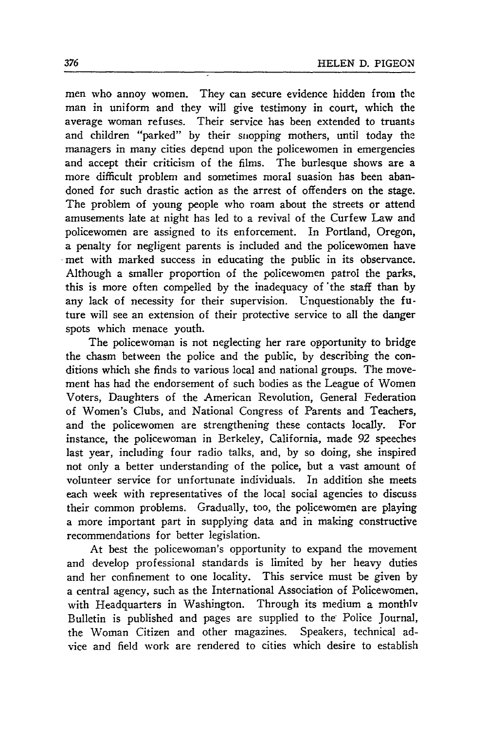men who annoy women. They can secure evidence hidden from the man in uniform and they will give testimony in court, which the average woman refuses. Their service has been extended to truants and children "parked" by their shopping mothers, until today the managers in many cities depend upon the policewomen in emergencies and accept their criticism of the films. The burlesque shows are a more difficult problem and sometimes moral suasion has been abandoned for such drastic action as the arrest of offenders on the stage. The problem of young people who roam about the streets or attend amusements late at night has led to a revival of the Curfew Law and policewomen are assigned to its enforcement. In Portland, Oregon, a penalty for negligent parents is included and the policewomen have met with marked success in educating the public in its observance. Although a smaller proportion of the policewomen patrol the parks, this is more often compelled by the inadequacy of the staff than by any lack of necessity for their supervision. Unquestionably the future will see an extension of their protective service to all the danger spots which menace youth.

The policewoman is not neglecting her rare opportunity to bridge the chasm between the police and the public, by describing the conditions which she finds to various local and national groups. The movement has had the endorsement of such bodies as the League of Women Voters, Daughters of the American Revolution, General Federation of Women's Clubs, and National Congress of Parents and Teachers, and the policewomen are strengthening these contacts locally. For instance, the policewoman in Berkeley, California, made 92 speeches last year, including four radio talks, and, by so doing, she inspired not only a better understanding of the police, but a vast amount of volunteer service for unfortunate individuals. In addition she meets each week with representatives of the local social agencies to discuss their common problems. Gradually, too, the policewomen are playing a more important part in supplying data and in making constructive recommendations for better legislation.

At best the policewoman's opportunity to expand the movement and develop professional standards is limited by her heavy duties and her confinement to one locality. This service must be given by a central agency, such as the International Association of Policewomen, with Headquarters in Washington. Through its medium a monthly Bulletin is published and pages are supplied to the Police Journal, the Woman Citizen and other magazines. Speakers, technical advice and field work are rendered to cities which desire to establish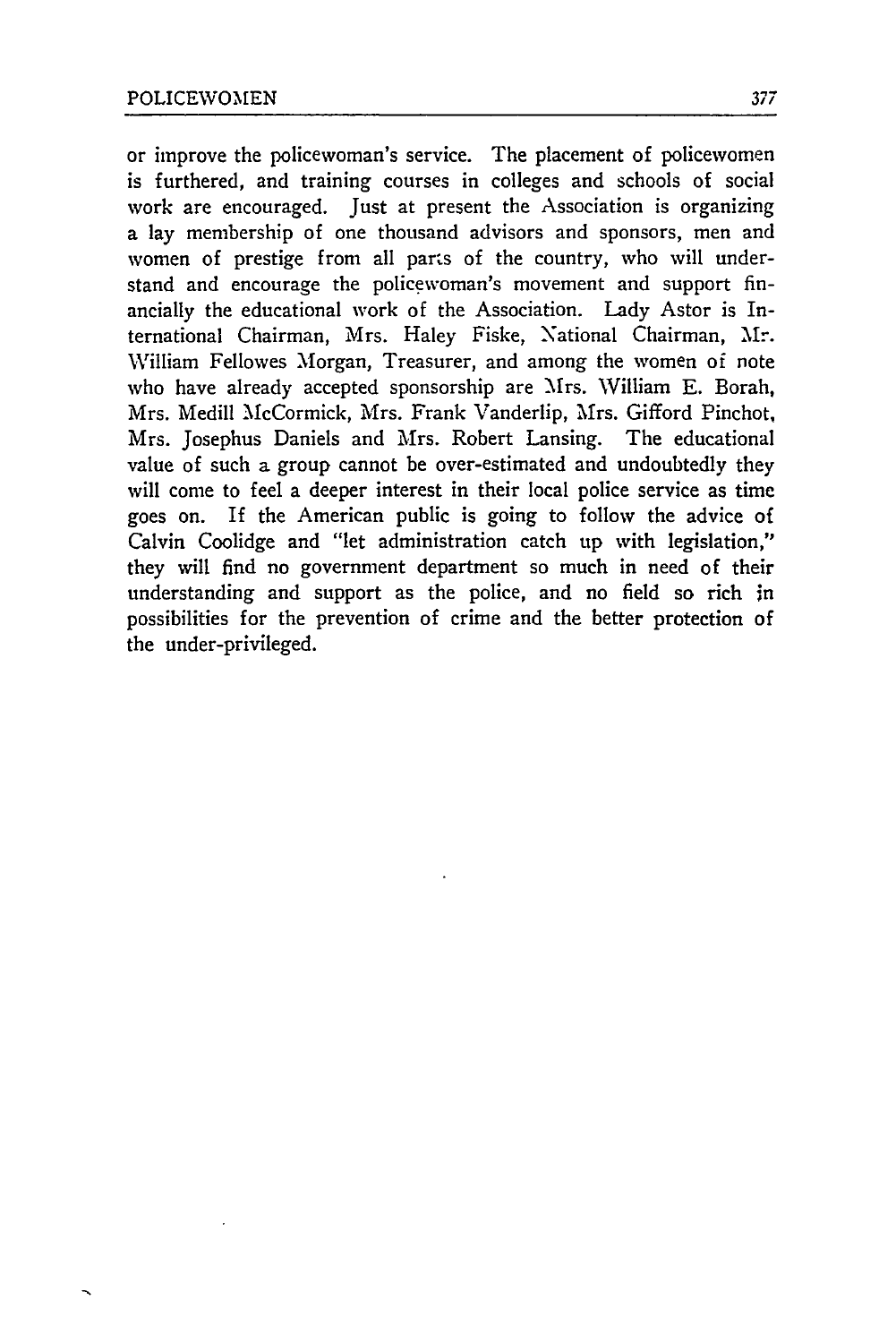or improve the policewoman's service. The placement of policewomen is furthered, and training courses in colleges and schools of social work are encouraged. Just at present the Association is organizing a lay membership of one thousand advisors and sponsors, men and women of prestige from all parts of the country, who will understand and encourage the policewoman's movement and support financially the educational work of the Association. Lady Astor is International Chairman, Mrs. Haley Fiske, National Chairman, Mr. William Fellowes Morgan, Treasurer, and among the women of note who have already accepted sponsorship are Mrs. William E. Borah, Mrs. Medill McCormick, Mrs. Frank Vanderlip, Mrs. Gifford Pinchot, Mrs. Josephus Daniels and Mrs. Robert Lansing. The educational value of such a group cannot be over-estimated and undoubtedly they will come to feel a deeper interest in their local police service as time goes on. If the American public is going to follow the advice of Calvin Coolidge and "let administration catch up with legislation," they will find no government department so much in need of their understanding and support as the police, and no field so rich in possibilities for the prevention of crime and the better protection of the under-privileged.